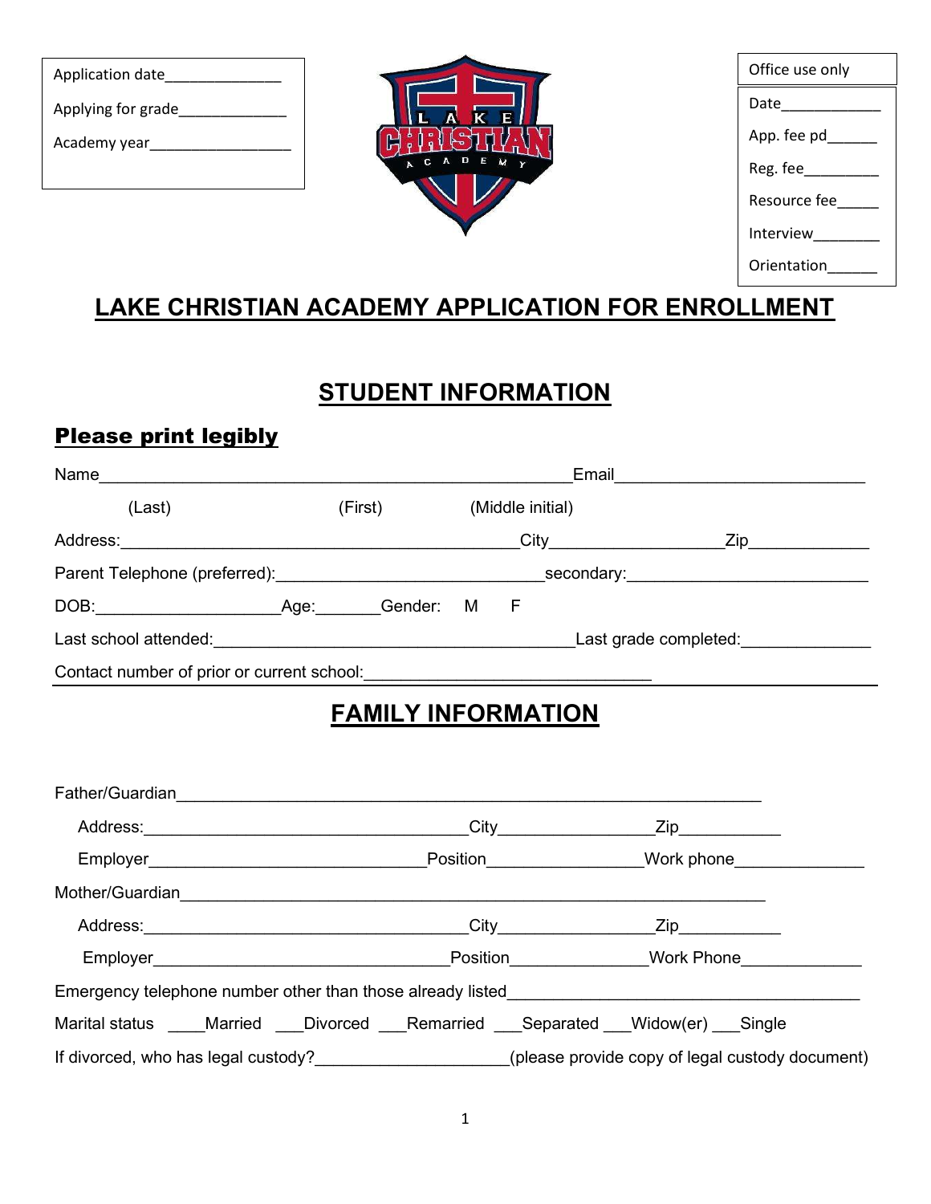Application date______________

Applying for grade_____________

Academy year_________________

Office use only

Date____________

App. fee pd______

Reg. fee_________

Resource fee_____

Interview________

Orientation______

# LAKE CHRISTIAN ACADEMY APPLICATION FOR ENROLLMENT

## STUDENT INFORMATION

### Please print legibly

Name___________________________________________________Email___________________________

(Last) (First) (Middle initial)

Address:___________________________________________City__________________Zip_____________

Parent Telephone (preferred):____________________________secondary:_________________________

DOB:___________________Age:_______Gender: M F

Last school attended:_______________________________________Last grade completed:______________

Contact number of prior or current school:_______________________________

## FAMILY INFORMATION

Father/Guardian_______________________________________________________________

Address:___________________________________City________________Zip___________

Employer______________________________Position________________Work phone______________

Mother/Guardian_______________________________________________________________

Address:___________________________________City________________Zip___________

Employer________________________________Position______________Work Phone_____________

Emergency telephone number other than those already listed_____________________________________

Marital status ____Married ___Divorced ___Remarried ___Separated ___Widow(er) ___Single

If divorced, who has legal custody?____________________(please provide copy of legal custody document)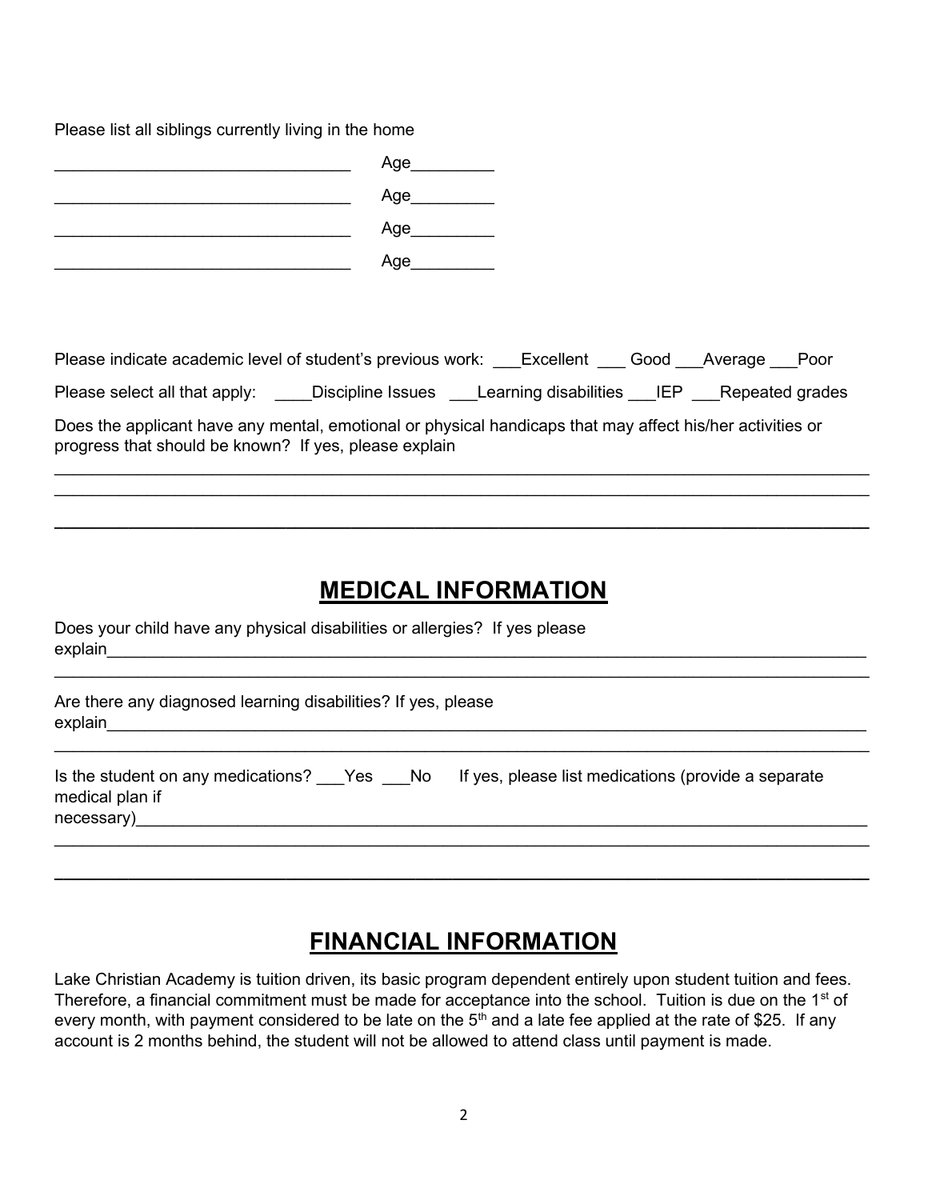Please list all siblings currently living in the home

________________________________ Age_________

________________________________ Age_________

________________________________ Age_________

________________________________ Age_________

Please indicate academic level of student's previous work: ___Excellent ___ Good ___Average ___Poor

Please select all that apply: ____Discipline Issues ___Learning disabilities ___IEP ___Repeated grades

Does the applicant have any mental, emotional or physical handicaps that may affect his/her activities or progress that should be known? If yes, please explain

_______________________________________________________________________________

_______________________________________________________________________________

_______________________________________________________________________________

## MEDICAL INFORMATION

Does your child have any physical disabilities or allergies? If yes please explain_______________________________________________________________________

_______________________________________________________________________________

Are there any diagnosed learning disabilities? If yes, please explain_______________________________________________________________________

_______________________________________________________________________________

Is the student on any medications? ___Yes ___No If yes, please list medications (provide a separate medical plan if necessary)_________________________________________________________________

_______________________________________________________________________________

_______________________________________________________________________________

## FINANCIAL INFORMATION

Lake Christian Academy is tuition driven, its basic program dependent entirely upon student tuition and fees. Therefore, a financial commitment must be made for acceptance into the school. Tuition is due on the 1st of every month, with payment considered to be late on the 5th and a late fee applied at the rate of $25. If any account is 2 months behind, the student will not be allowed to attend class until payment is made.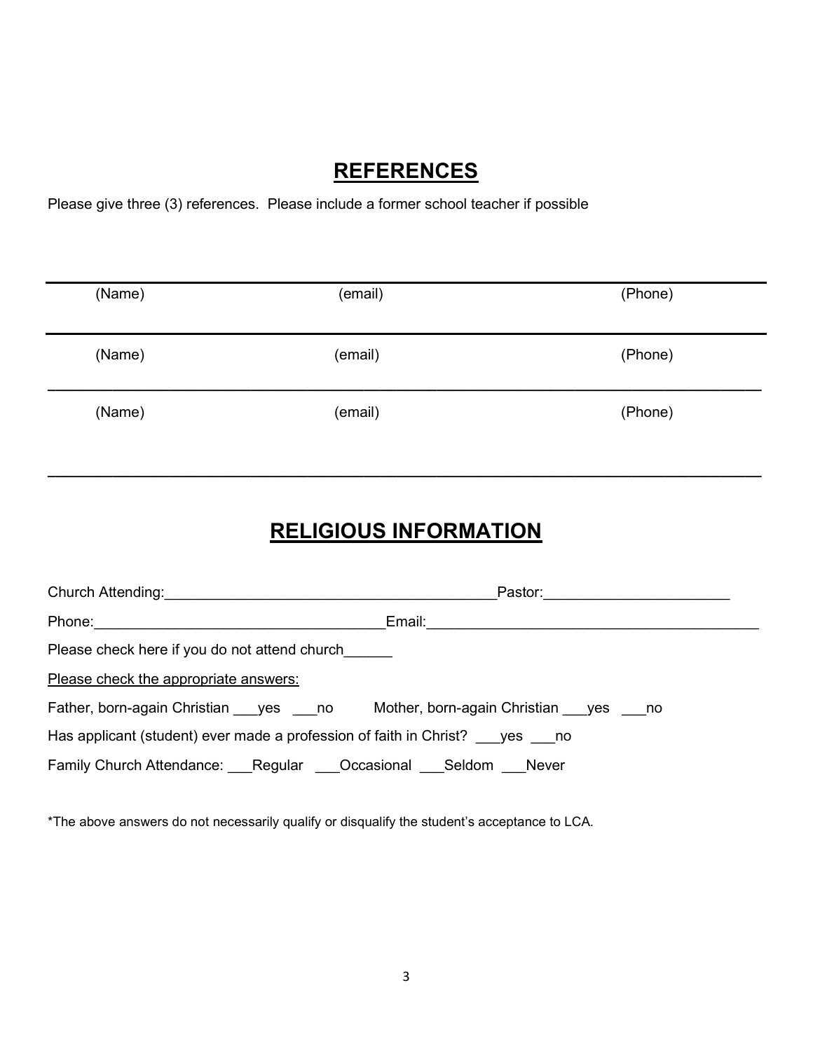## REFERENCES

Please give three (3) references. Please include a former school teacher if possible

| (Name) | (email) | (Phone) |
|---|---|---|
| (Name) | (email) | (Phone) |
| (Name) | (email) | (Phone) |

## RELIGIOUS INFORMATION

Church Attending:________________________________________Pastor:______________________

Phone:___________________________________Email:_________________________________________

Please check here if you do not attend church______

Please check the appropriate answers:

Father, born-again Christian ___yes ___no    Mother, born-again Christian ___yes ___no

Has applicant (student) ever made a profession of faith in Christ? ___yes ___no

Family Church Attendance: ___Regular ___Occasional ___Seldom ___Never

*The above answers do not necessarily qualify or disqualify the student's acceptance to LCA.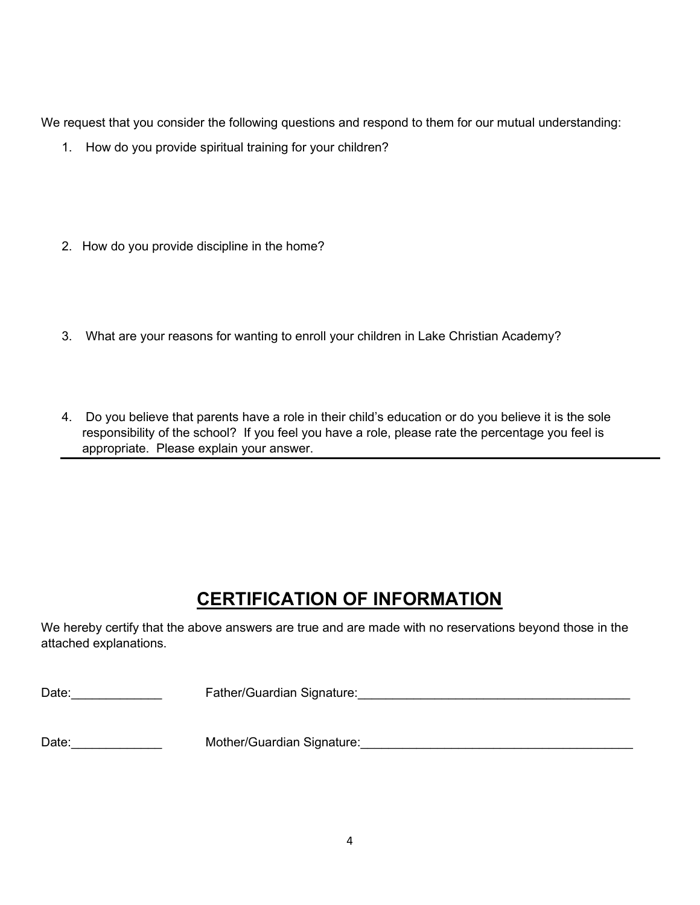We request that you consider the following questions and respond to them for our mutual understanding:

1. How do you provide spiritual training for your children?

2. How do you provide discipline in the home?

3. What are your reasons for wanting to enroll your children in Lake Christian Academy?

4. Do you believe that parents have a role in their child's education or do you believe it is the sole responsibility of the school? If you feel you have a role, please rate the percentage you feel is appropriate. Please explain your answer.

---

## CERTIFICATION OF INFORMATION

We hereby certify that the above answers are true and are made with no reservations beyond those in the attached explanations.

Date:_____________ Father/Guardian Signature:_______________________________________

Date:_____________ Mother/Guardian Signature:_______________________________________